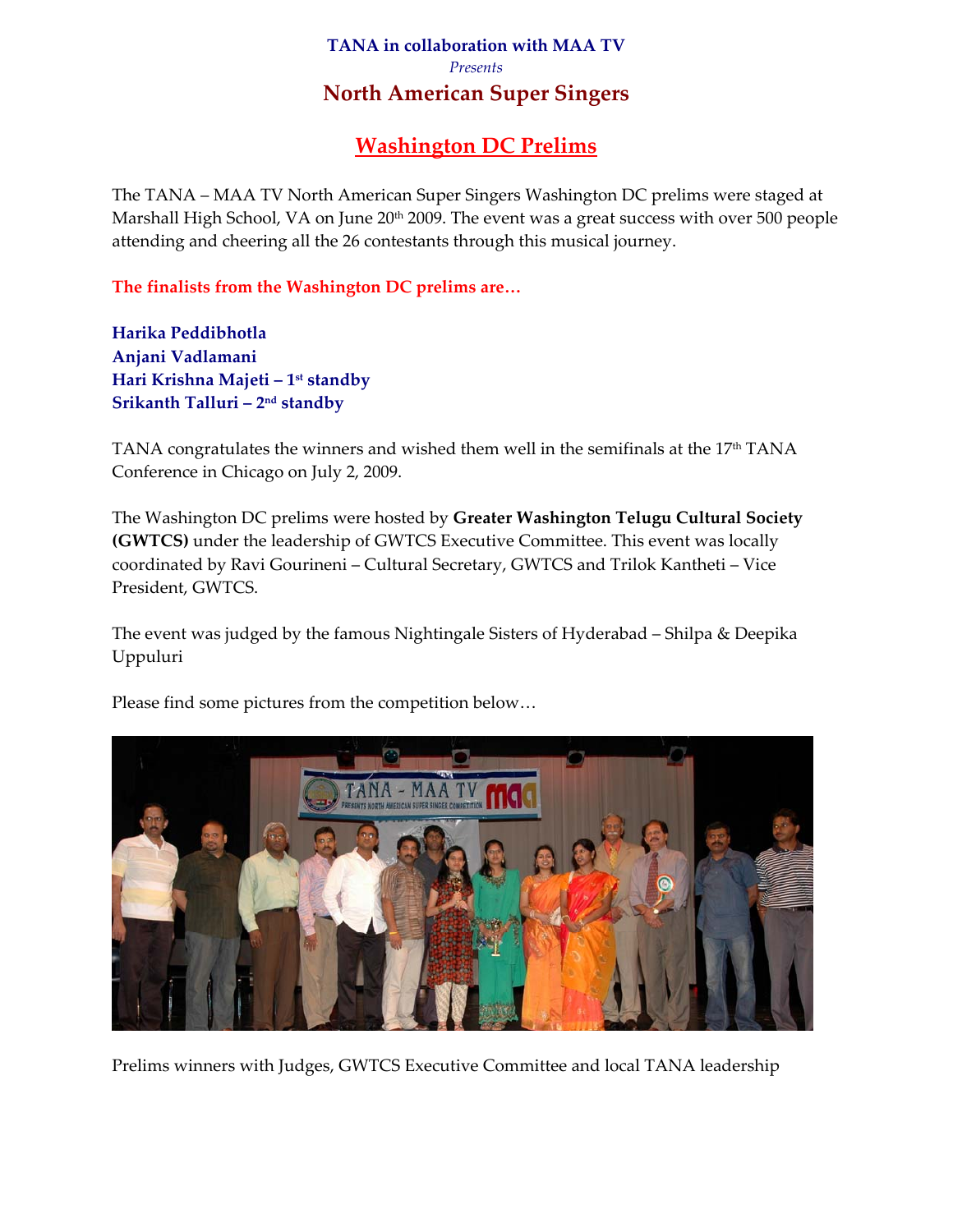**TANA in collaboration with MAA TV**

*Presents*

## North American Super Singers

# Washington DC Prelims

The TANA – MAA TV North American Super Singers Washington DC prelims were staged at Marshall High School, VA on June 20th 2009. The event was a great success with over 500 people attending and cheering all the 26 contestants through this musical journey.

**The finalists from the Washington DC prelims are…**

**Harika Peddibhotla**
**Anjani Vadlamani**
**Hari Krishna Majeti – 1st standby**
**Srikanth Talluri – 2nd standby**

TANA congratulates the winners and wished them well in the semifinals at the 17th TANA Conference in Chicago on July 2, 2009.

The Washington DC prelims were hosted by **Greater Washington Telugu Cultural Society (GWTCS)** under the leadership of GWTCS Executive Committee. This event was locally coordinated by Ravi Gourineni – Cultural Secretary, GWTCS and Trilok Kantheti – Vice President, GWTCS.

The event was judged by the famous Nightingale Sisters of Hyderabad – Shilpa & Deepika Uppuluri

Please find some pictures from the competition below…

Prelims winners with Judges, GWTCS Executive Committee and local TANA leadership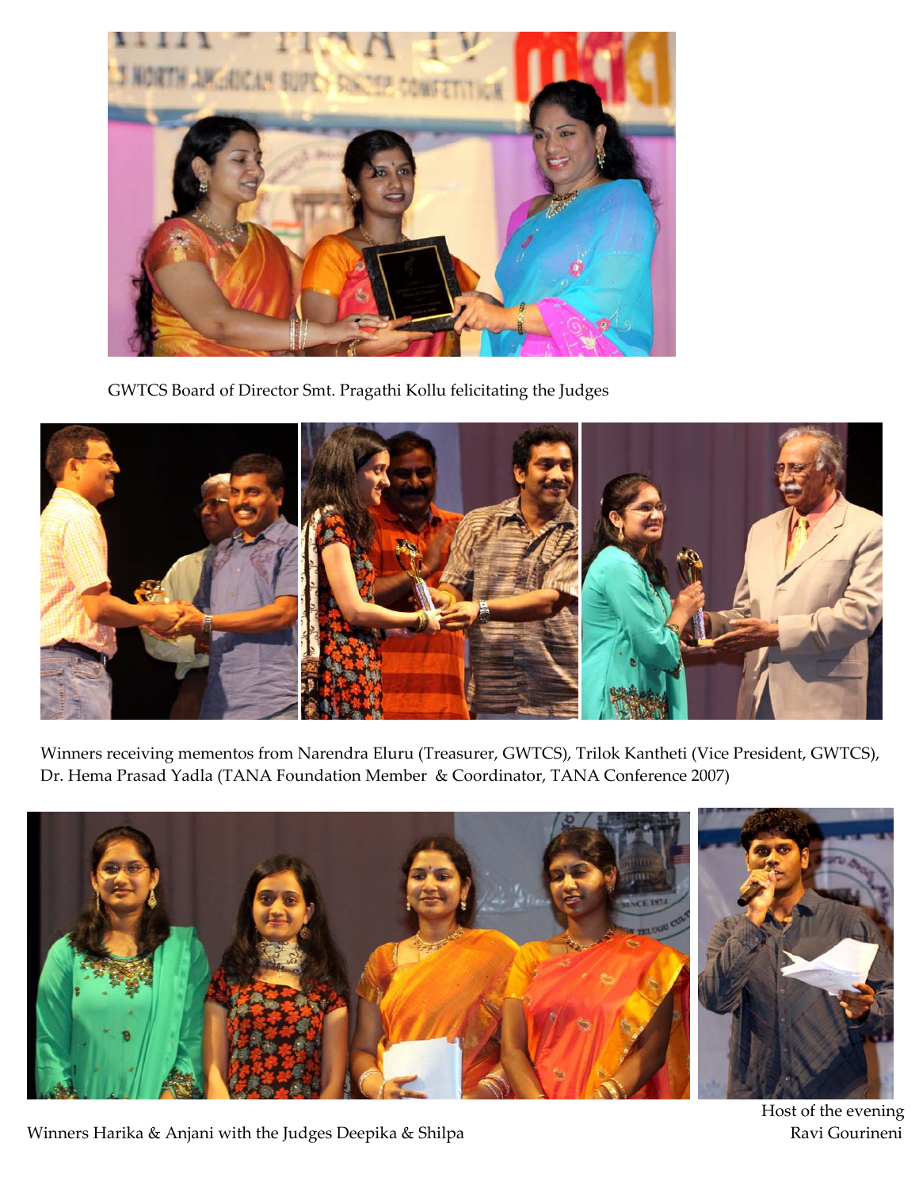GWTCS Board of Director Smt. Pragathi Kollu felicitating the Judges

Winners receiving mementos from Narendra Eluru (Treasurer, GWTCS), Trilok Kantheti (Vice President, GWTCS), Dr. Hema Prasad Yadla (TANA Foundation Member & Coordinator, TANA Conference 2007)

Winners Harika & Anjani with the Judges Deepika & Shilpa

Host of the evening
Ravi Gourineni